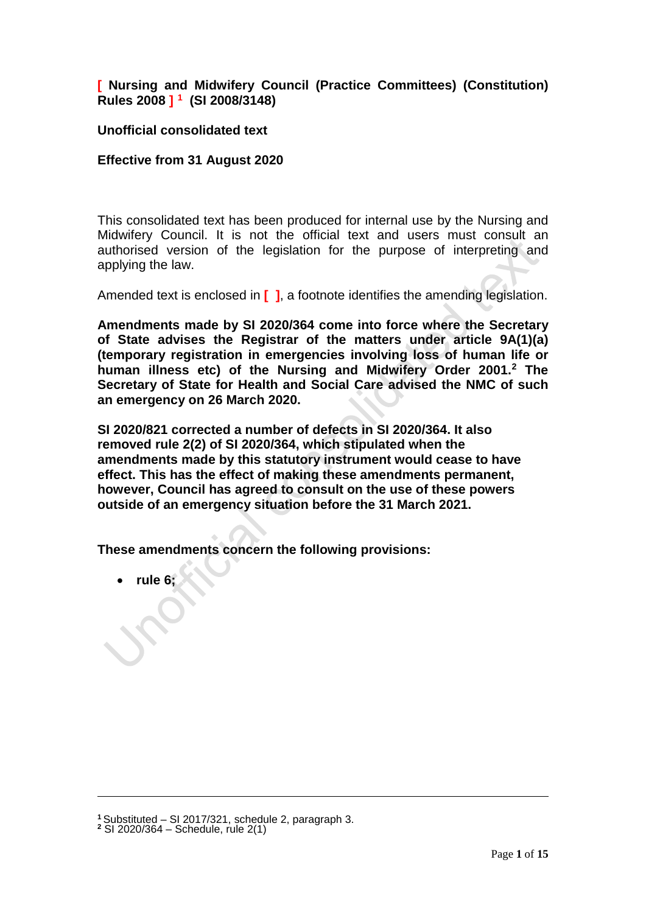**[ Nursing and Midwifery Council (Practice Committees) (Constitution) Rules 2008 ] [1] (SI 2008/3148)**

**Unofficial consolidated text**

**Effective from 31 August 2020**

This consolidated text has been produced for internal use by the Nursing and Midwifery Council. It is not the official text and users must consult an authorised version of the legislation for the purpose of interpreting and applying the law.

Amended text is enclosed in **[ ]**, a footnote identifies the amending legislation.

**Amendments made by SI 2020/364 come into force where the Secretary of State advises the Registrar of the matters under article 9A(1)(a) (temporary registration in emergencies involving loss of human life or human illness etc) of the Nursing and Midwifery Order 2001.[2] The Secretary of State for Health and Social Care advised the NMC of such an emergency on 26 March 2020.**

**SI 2020/821 corrected a number of defects in SI 2020/364. It also removed rule 2(2) of SI 2020/364, which stipulated when the amendments made by this statutory instrument would cease to have effect. This has the effect of making these amendments permanent, however, Council has agreed to consult on the use of these powers outside of an emergency situation before the 31 March 2021.**

**These amendments concern the following provisions:**

- **rule 6;**

---

[1] Substituted – SI 2017/321, schedule 2, paragraph 3.

[2] SI 2020/364 – Schedule, rule 2(1)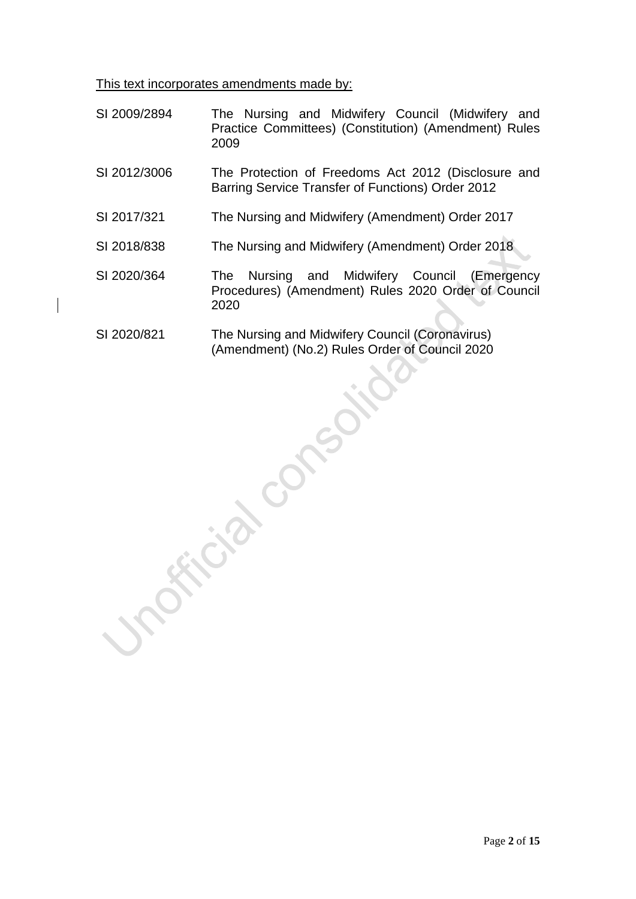This text incorporates amendments made by:

| | |
|---|---|
| SI 2009/2894 | The Nursing and Midwifery Council (Midwifery and Practice Committees) (Constitution) (Amendment) Rules 2009 |
| SI 2012/3006 | The Protection of Freedoms Act 2012 (Disclosure and Barring Service Transfer of Functions) Order 2012 |
| SI 2017/321 | The Nursing and Midwifery (Amendment) Order 2017 |
| SI 2018/838 | The Nursing and Midwifery (Amendment) Order 2018 |
| SI 2020/364 | The Nursing and Midwifery Council (Emergency Procedures) (Amendment) Rules 2020 Order of Council 2020 |
| SI 2020/821 | The Nursing and Midwifery Council (Coronavirus) (Amendment) (No.2) Rules Order of Council 2020 |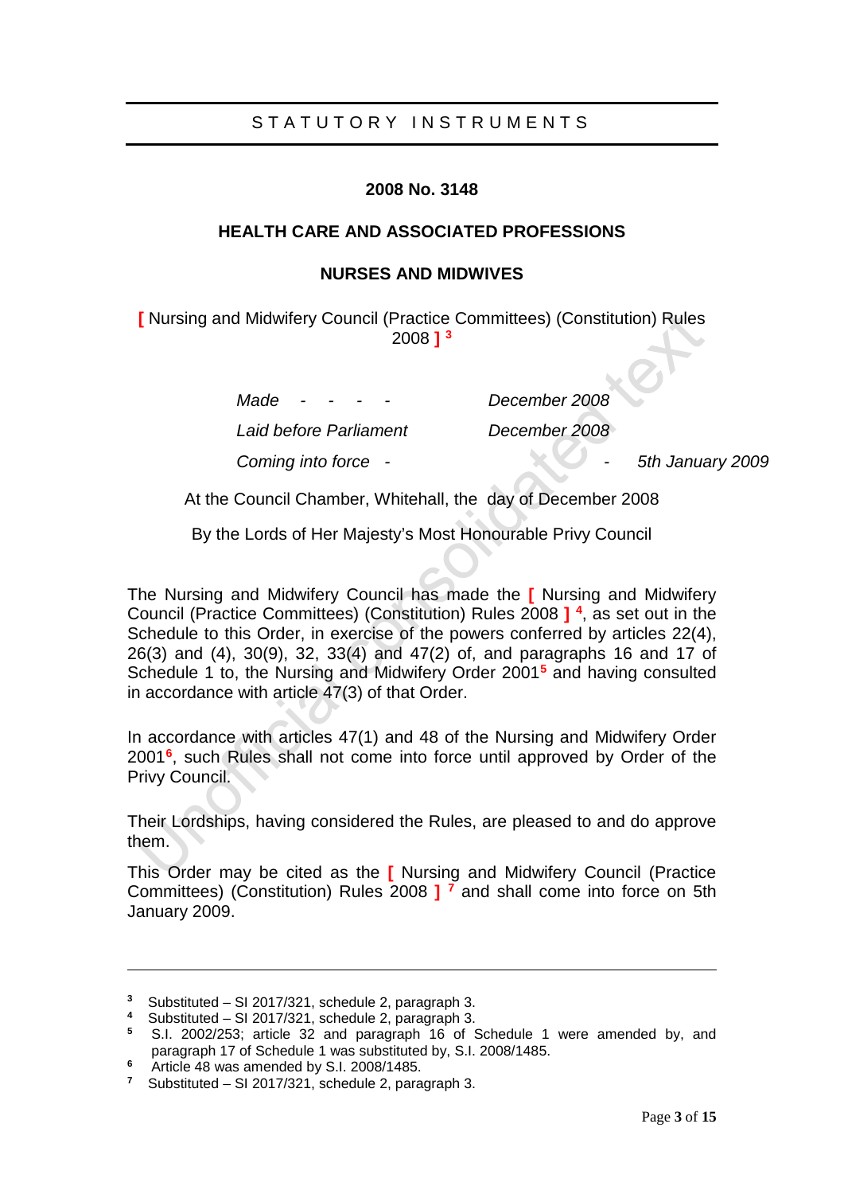# STATUTORY INSTRUMENTS

## 2008 No. 3148

## HEALTH CARE AND ASSOCIATED PROFESSIONS

## NURSES AND MIDWIVES

[ Nursing and Midwifery Council (Practice Committees) (Constitution) Rules 2008 ] [3]

| | |
|---|---|
| *Made - - - -* | *December 2008* |
| *Laid before Parliament* | *December 2008* |
| *Coming into force -* | *- 5th January 2009* |

At the Council Chamber, Whitehall, the day of December 2008

By the Lords of Her Majesty's Most Honourable Privy Council

The Nursing and Midwifery Council has made the [ Nursing and Midwifery Council (Practice Committees) (Constitution) Rules 2008 ] [4], as set out in the Schedule to this Order, in exercise of the powers conferred by articles 22(4), 26(3) and (4), 30(9), 32, 33(4) and 47(2) of, and paragraphs 16 and 17 of Schedule 1 to, the Nursing and Midwifery Order 2001[5] and having consulted in accordance with article 47(3) of that Order.

In accordance with articles 47(1) and 48 of the Nursing and Midwifery Order 2001[6], such Rules shall not come into force until approved by Order of the Privy Council.

Their Lordships, having considered the Rules, are pleased to and do approve them.

This Order may be cited as the [ Nursing and Midwifery Council (Practice Committees) (Constitution) Rules 2008 ] [7] and shall come into force on 5th January 2009.

---

[3] Substituted – SI 2017/321, schedule 2, paragraph 3.

[4] Substituted – SI 2017/321, schedule 2, paragraph 3.

[5] S.I. 2002/253; article 32 and paragraph 16 of Schedule 1 were amended by, and paragraph 17 of Schedule 1 was substituted by, S.I. 2008/1485.

[6] Article 48 was amended by S.I. 2008/1485.

[7] Substituted – SI 2017/321, schedule 2, paragraph 3.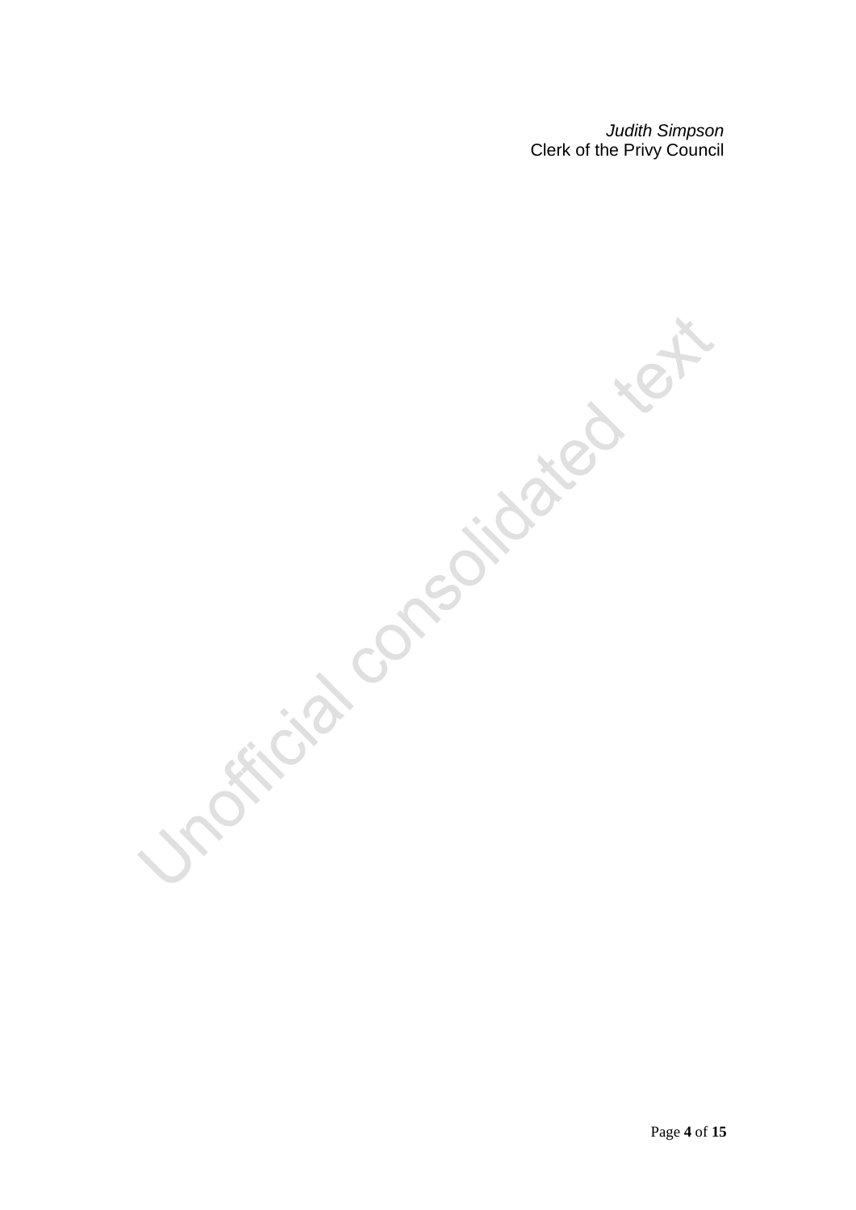*Judith Simpson*
Clerk of the Privy Council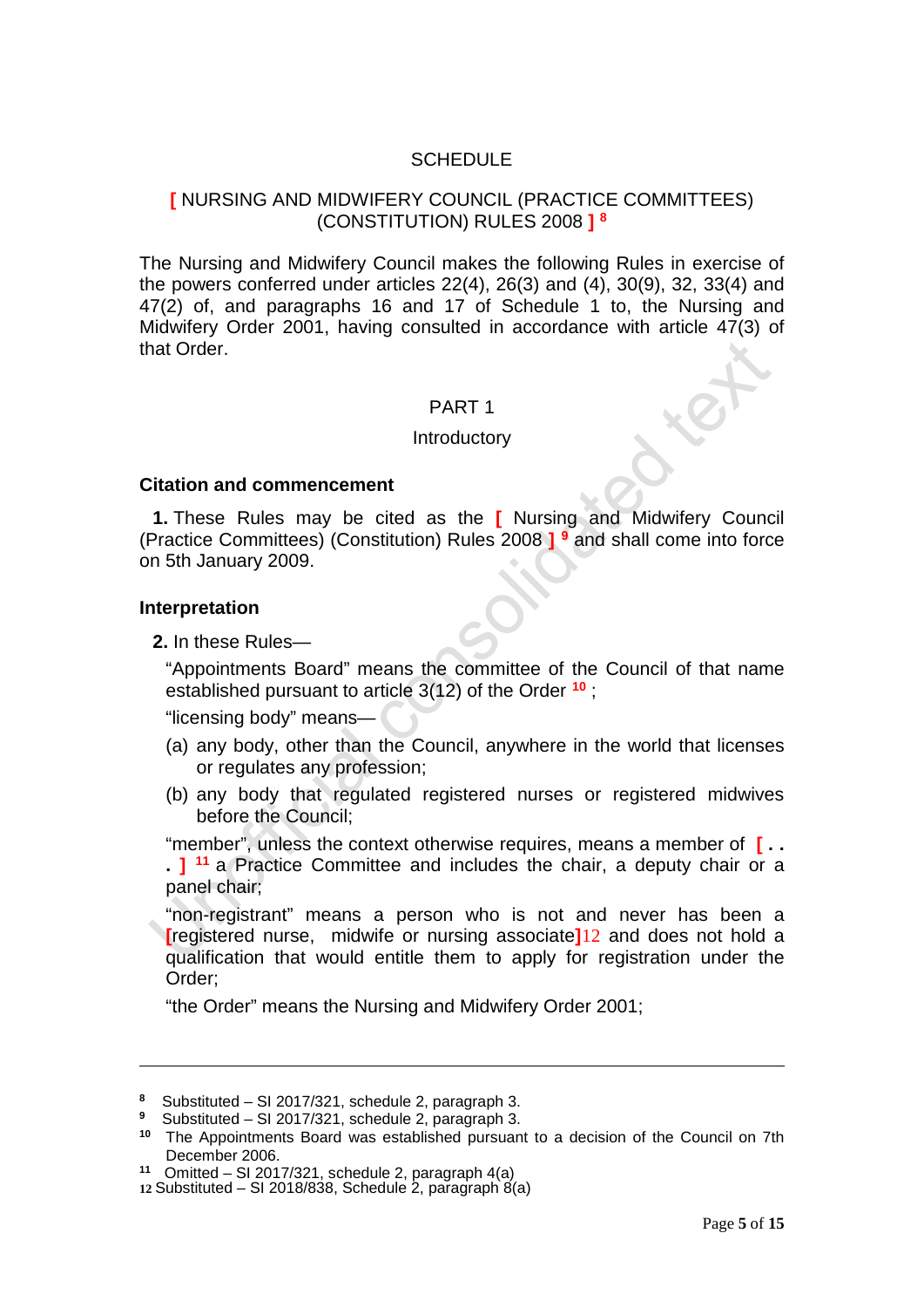SCHEDULE

**[** NURSING AND MIDWIFERY COUNCIL (PRACTICE COMMITTEES) (CONSTITUTION) RULES 2008 **]** [8]

The Nursing and Midwifery Council makes the following Rules in exercise of the powers conferred under articles 22(4), 26(3) and (4), 30(9), 32, 33(4) and 47(2) of, and paragraphs 16 and 17 of Schedule 1 to, the Nursing and Midwifery Order 2001, having consulted in accordance with article 47(3) of that Order.

PART 1

Introductory

### Citation and commencement

**1.** These Rules may be cited as the **[** Nursing and Midwifery Council (Practice Committees) (Constitution) Rules 2008 **]** [9] and shall come into force on 5th January 2009.

### Interpretation

**2.** In these Rules—

"Appointments Board" means the committee of the Council of that name established pursuant to article 3(12) of the Order [10] ;

"licensing body" means—

(a) any body, other than the Council, anywhere in the world that licenses or regulates any profession;

(b) any body that regulated registered nurses or registered midwives before the Council;

"member", unless the context otherwise requires, means a member of **[ . . . ]** [11] a Practice Committee and includes the chair, a deputy chair or a panel chair;

"non-registrant" means a person who is not and never has been a **[**registered nurse, midwife or nursing associate**]**[12] and does not hold a qualification that would entitle them to apply for registration under the Order;

"the Order" means the Nursing and Midwifery Order 2001;

---

[8] Substituted – SI 2017/321, schedule 2, paragraph 3.

[9] Substituted – SI 2017/321, schedule 2, paragraph 3.

[10] The Appointments Board was established pursuant to a decision of the Council on 7th December 2006.

[11] Omitted – SI 2017/321, schedule 2, paragraph 4(a)

[12] Substituted – SI 2018/838, Schedule 2, paragraph 8(a)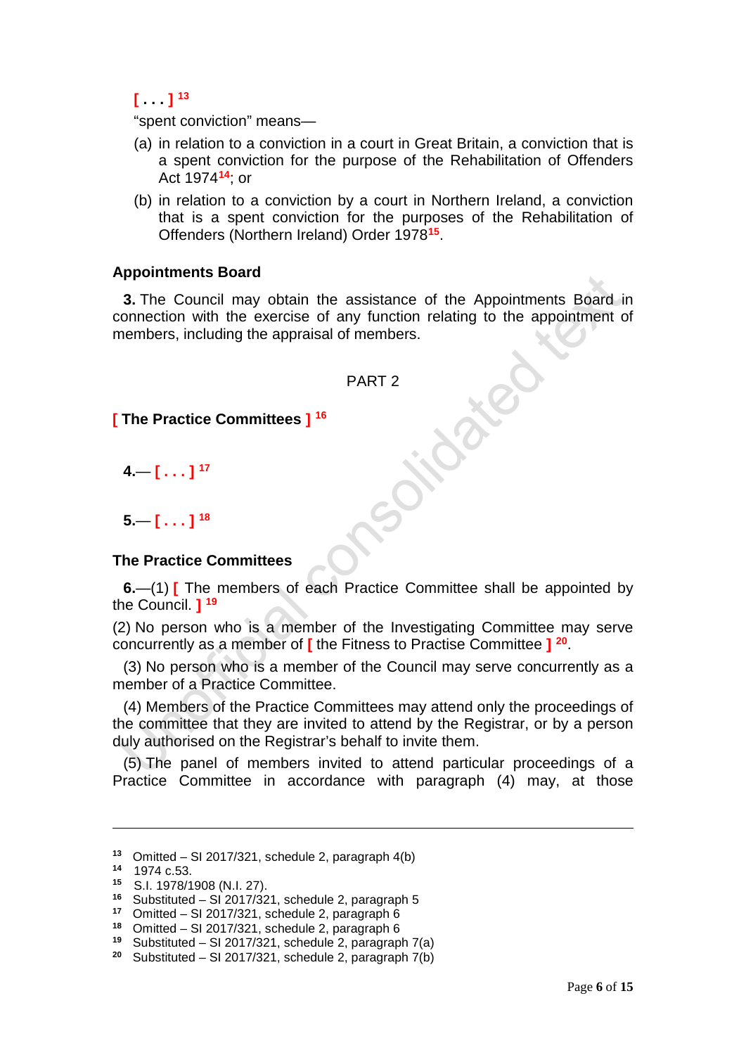[ . . . ] [13]

"spent conviction" means—

(a) in relation to a conviction in a court in Great Britain, a conviction that is a spent conviction for the purpose of the Rehabilitation of Offenders Act 1974[14]; or

(b) in relation to a conviction by a court in Northern Ireland, a conviction that is a spent conviction for the purposes of the Rehabilitation of Offenders (Northern Ireland) Order 1978[15].

### Appointments Board

**3.** The Council may obtain the assistance of the Appointments Board in connection with the exercise of any function relating to the appointment of members, including the appraisal of members.

## PART 2

### [ The Practice Committees ] [16]

**4.**— [ . . . ] [17]

**5.**— [ . . . ] [18]

### The Practice Committees

**6.**—(1) [ The members of each Practice Committee shall be appointed by the Council. ] [19]

(2) No person who is a member of the Investigating Committee may serve concurrently as a member of [ the Fitness to Practise Committee ] [20].

(3) No person who is a member of the Council may serve concurrently as a member of a Practice Committee.

(4) Members of the Practice Committees may attend only the proceedings of the committee that they are invited to attend by the Registrar, or by a person duly authorised on the Registrar's behalf to invite them.

(5) The panel of members invited to attend particular proceedings of a Practice Committee in accordance with paragraph (4) may, at those

---

[13] Omitted – SI 2017/321, schedule 2, paragraph 4(b)
[14] 1974 c.53.
[15] S.I. 1978/1908 (N.I. 27).
[16] Substituted – SI 2017/321, schedule 2, paragraph 5
[17] Omitted – SI 2017/321, schedule 2, paragraph 6
[18] Omitted – SI 2017/321, schedule 2, paragraph 6
[19] Substituted – SI 2017/321, schedule 2, paragraph 7(a)
[20] Substituted – SI 2017/321, schedule 2, paragraph 7(b)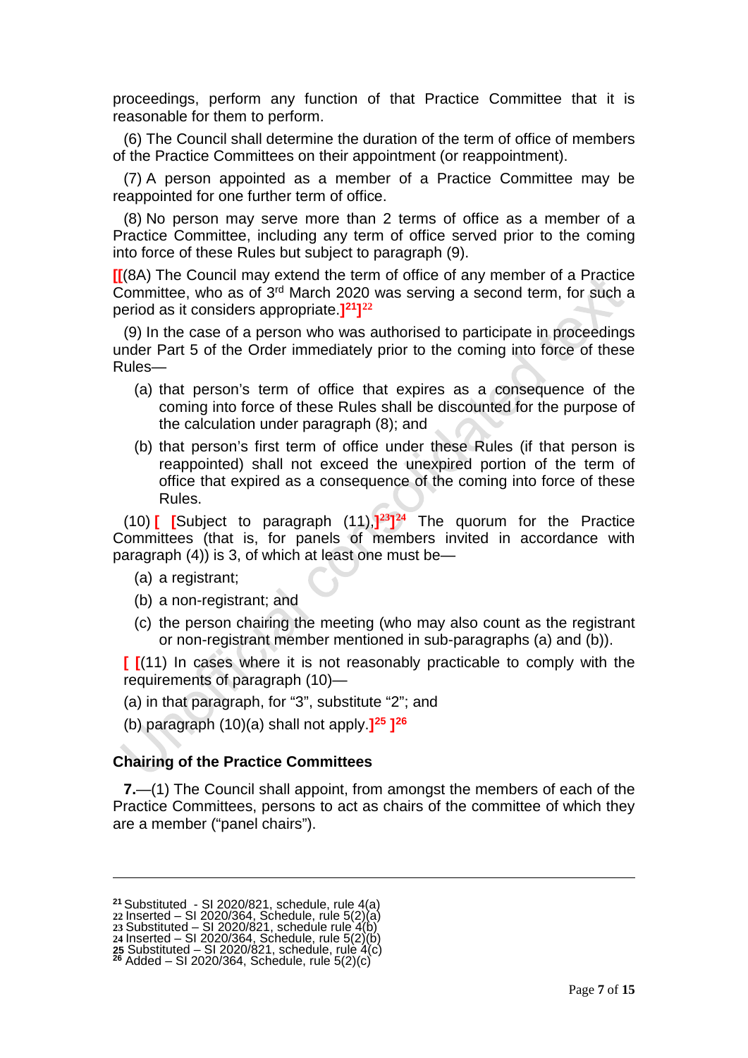proceedings, perform any function of that Practice Committee that it is reasonable for them to perform.

(6) The Council shall determine the duration of the term of office of members of the Practice Committees on their appointment (or reappointment).

(7) A person appointed as a member of a Practice Committee may be reappointed for one further term of office.

(8) No person may serve more than 2 terms of office as a member of a Practice Committee, including any term of office served prior to the coming into force of these Rules but subject to paragraph (9).

[[(8A) The Council may extend the term of office of any member of a Practice Committee, who as of 3rd March 2020 was serving a second term, for such a period as it considers appropriate.][21]][22]

(9) In the case of a person who was authorised to participate in proceedings under Part 5 of the Order immediately prior to the coming into force of these Rules—

(a) that person's term of office that expires as a consequence of the coming into force of these Rules shall be discounted for the purpose of the calculation under paragraph (8); and

(b) that person's first term of office under these Rules (if that person is reappointed) shall not exceed the unexpired portion of the term of office that expired as a consequence of the coming into force of these Rules.

(10) [ [Subject to paragraph (11),][23]][24] The quorum for the Practice Committees (that is, for panels of members invited in accordance with paragraph (4)) is 3, of which at least one must be—

(a) a registrant;

(b) a non-registrant; and

(c) the person chairing the meeting (who may also count as the registrant or non-registrant member mentioned in sub-paragraphs (a) and (b)).

[ [(11) In cases where it is not reasonably practicable to comply with the requirements of paragraph (10)—

(a) in that paragraph, for "3", substitute "2"; and

(b) paragraph (10)(a) shall not apply.][25] ][26]

### Chairing of the Practice Committees

**7.**—(1) The Council shall appoint, from amongst the members of each of the Practice Committees, persons to act as chairs of the committee of which they are a member ("panel chairs").

---

[21] Substituted - SI 2020/821, schedule, rule 4(a)
[22] Inserted – SI 2020/364, Schedule, rule 5(2)(a)
[23] Substituted – SI 2020/821, schedule rule 4(b)
[24] Inserted – SI 2020/364, Schedule, rule 5(2)(b)
[25] Substituted – SI 2020/821, schedule, rule 4(c)
[26] Added – SI 2020/364, Schedule, rule 5(2)(c)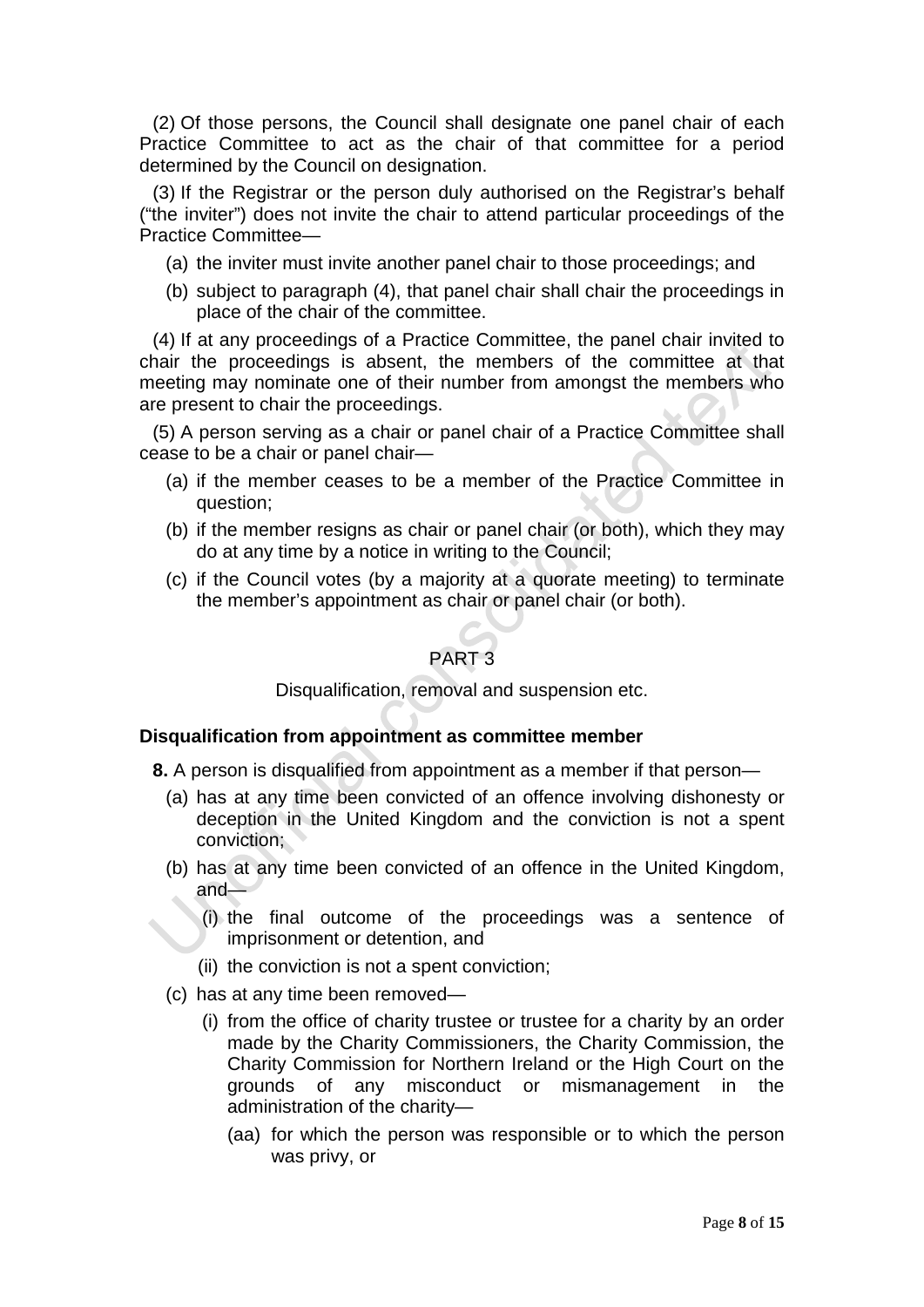(2) Of those persons, the Council shall designate one panel chair of each Practice Committee to act as the chair of that committee for a period determined by the Council on designation.

(3) If the Registrar or the person duly authorised on the Registrar's behalf ("the inviter") does not invite the chair to attend particular proceedings of the Practice Committee—

- (a) the inviter must invite another panel chair to those proceedings; and
- (b) subject to paragraph (4), that panel chair shall chair the proceedings in place of the chair of the committee.

(4) If at any proceedings of a Practice Committee, the panel chair invited to chair the proceedings is absent, the members of the committee at that meeting may nominate one of their number from amongst the members who are present to chair the proceedings.

(5) A person serving as a chair or panel chair of a Practice Committee shall cease to be a chair or panel chair—

- (a) if the member ceases to be a member of the Practice Committee in question;
- (b) if the member resigns as chair or panel chair (or both), which they may do at any time by a notice in writing to the Council;
- (c) if the Council votes (by a majority at a quorate meeting) to terminate the member's appointment as chair or panel chair (or both).

## PART 3

Disqualification, removal and suspension etc.

### Disqualification from appointment as committee member

**8.** A person is disqualified from appointment as a member if that person—

- (a) has at any time been convicted of an offence involving dishonesty or deception in the United Kingdom and the conviction is not a spent conviction;
- (b) has at any time been convicted of an offence in the United Kingdom, and—
  - (i) the final outcome of the proceedings was a sentence of imprisonment or detention, and
  - (ii) the conviction is not a spent conviction;
- (c) has at any time been removed—
  - (i) from the office of charity trustee or trustee for a charity by an order made by the Charity Commissioners, the Charity Commission, the Charity Commission for Northern Ireland or the High Court on the grounds of any misconduct or mismanagement in the administration of the charity—
    - (aa) for which the person was responsible or to which the person was privy, or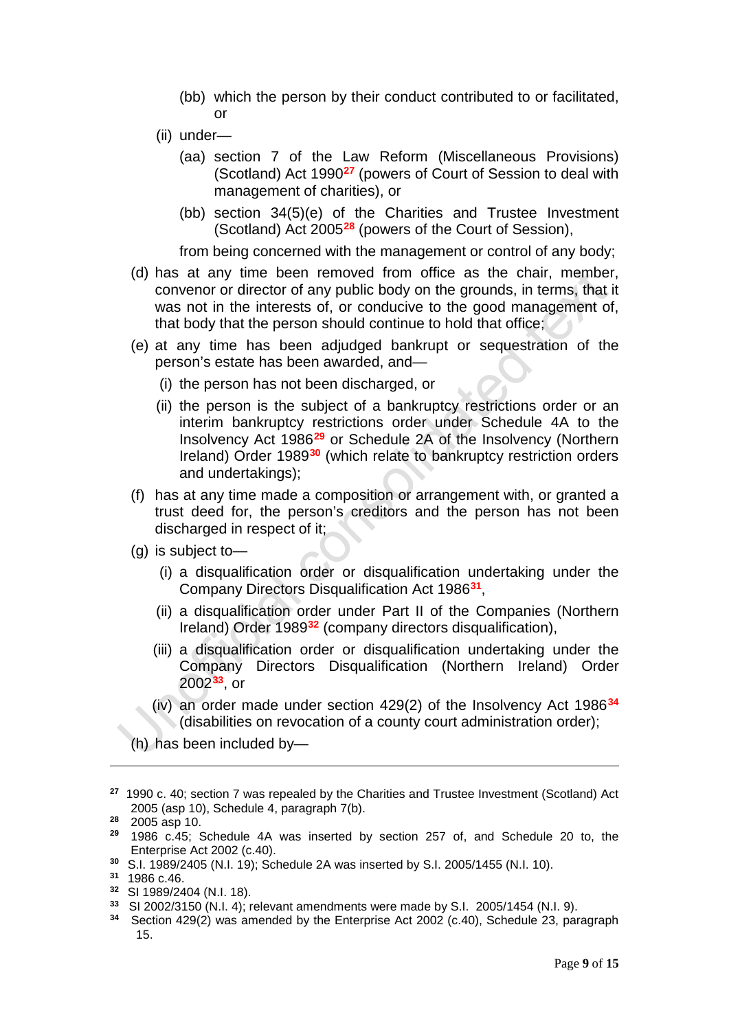(bb) which the person by their conduct contributed to or facilitated, or

(ii) under—

(aa) section 7 of the Law Reform (Miscellaneous Provisions) (Scotland) Act 1990[27] (powers of Court of Session to deal with management of charities), or

(bb) section 34(5)(e) of the Charities and Trustee Investment (Scotland) Act 2005[28] (powers of the Court of Session),

from being concerned with the management or control of any body;

(d) has at any time been removed from office as the chair, member, convenor or director of any public body on the grounds, in terms, that it was not in the interests of, or conducive to the good management of, that body that the person should continue to hold that office;

(e) at any time has been adjudged bankrupt or sequestration of the person's estate has been awarded, and—

(i) the person has not been discharged, or

(ii) the person is the subject of a bankruptcy restrictions order or an interim bankruptcy restrictions order under Schedule 4A to the Insolvency Act 1986[29] or Schedule 2A of the Insolvency (Northern Ireland) Order 1989[30] (which relate to bankruptcy restriction orders and undertakings);

(f) has at any time made a composition or arrangement with, or granted a trust deed for, the person's creditors and the person has not been discharged in respect of it;

(g) is subject to—

(i) a disqualification order or disqualification undertaking under the Company Directors Disqualification Act 1986[31],

(ii) a disqualification order under Part II of the Companies (Northern Ireland) Order 1989[32] (company directors disqualification),

(iii) a disqualification order or disqualification undertaking under the Company Directors Disqualification (Northern Ireland) Order 2002[33], or

(iv) an order made under section 429(2) of the Insolvency Act 1986[34] (disabilities on revocation of a county court administration order);

(h) has been included by—

---

[27] 1990 c. 40; section 7 was repealed by the Charities and Trustee Investment (Scotland) Act 2005 (asp 10), Schedule 4, paragraph 7(b).

[28] 2005 asp 10.

[29] 1986 c.45; Schedule 4A was inserted by section 257 of, and Schedule 20 to, the Enterprise Act 2002 (c.40).

[30] S.I. 1989/2405 (N.I. 19); Schedule 2A was inserted by S.I. 2005/1455 (N.I. 10).

[31] 1986 c.46.

[32] SI 1989/2404 (N.I. 18).

[33] SI 2002/3150 (N.I. 4); relevant amendments were made by S.I. 2005/1454 (N.I. 9).

[34] Section 429(2) was amended by the Enterprise Act 2002 (c.40), Schedule 23, paragraph 15.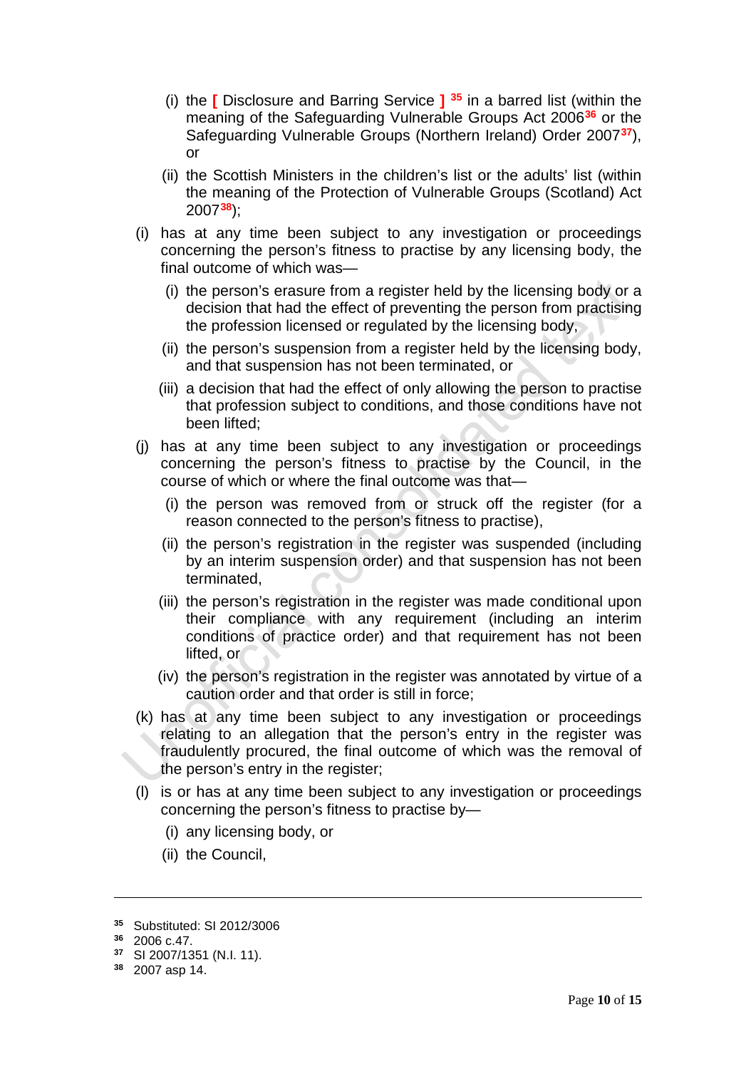- (i) the [ Disclosure and Barring Service ] [35] in a barred list (within the meaning of the Safeguarding Vulnerable Groups Act 2006[36] or the Safeguarding Vulnerable Groups (Northern Ireland) Order 2007[37]), or
- (ii) the Scottish Ministers in the children's list or the adults' list (within the meaning of the Protection of Vulnerable Groups (Scotland) Act 2007[38]);

(i) has at any time been subject to any investigation or proceedings concerning the person's fitness to practise by any licensing body, the final outcome of which was—

- (i) the person's erasure from a register held by the licensing body or a decision that had the effect of preventing the person from practising the profession licensed or regulated by the licensing body,
- (ii) the person's suspension from a register held by the licensing body, and that suspension has not been terminated, or
- (iii) a decision that had the effect of only allowing the person to practise that profession subject to conditions, and those conditions have not been lifted;

(j) has at any time been subject to any investigation or proceedings concerning the person's fitness to practise by the Council, in the course of which or where the final outcome was that—

- (i) the person was removed from or struck off the register (for a reason connected to the person's fitness to practise),
- (ii) the person's registration in the register was suspended (including by an interim suspension order) and that suspension has not been terminated,
- (iii) the person's registration in the register was made conditional upon their compliance with any requirement (including an interim conditions of practice order) and that requirement has not been lifted, or
- (iv) the person's registration in the register was annotated by virtue of a caution order and that order is still in force;

(k) has at any time been subject to any investigation or proceedings relating to an allegation that the person's entry in the register was fraudulently procured, the final outcome of which was the removal of the person's entry in the register;

(l) is or has at any time been subject to any investigation or proceedings concerning the person's fitness to practise by—

- (i) any licensing body, or
- (ii) the Council,

---

[35] Substituted: SI 2012/3006

[36] 2006 c.47.

[37] SI 2007/1351 (N.I. 11).

[38] 2007 asp 14.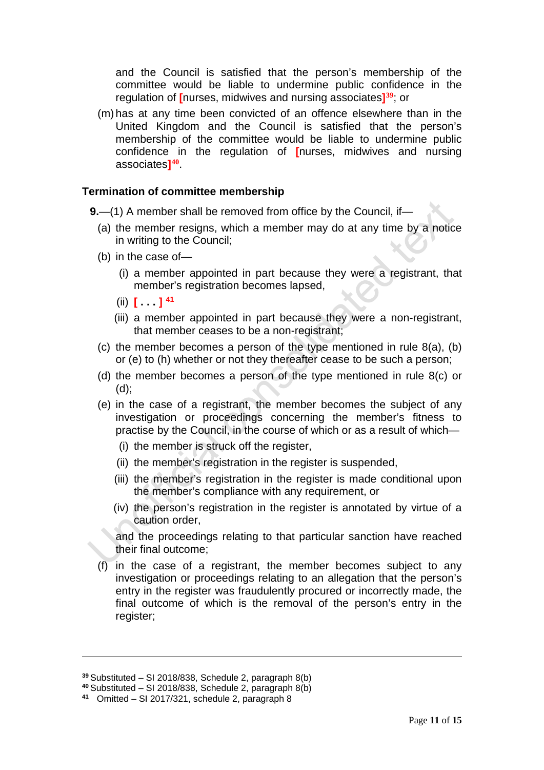and the Council is satisfied that the person's membership of the committee would be liable to undermine public confidence in the regulation of [nurses, midwives and nursing associates][39]; or

(m) has at any time been convicted of an offence elsewhere than in the United Kingdom and the Council is satisfied that the person's membership of the committee would be liable to undermine public confidence in the regulation of [nurses, midwives and nursing associates][40].

### Termination of committee membership

**9.**—(1) A member shall be removed from office by the Council, if—

(a) the member resigns, which a member may do at any time by a notice in writing to the Council;

(b) in the case of—

(i) a member appointed in part because they were a registrant, that member's registration becomes lapsed,

(ii) [ . . . ] [41]

(iii) a member appointed in part because they were a non-registrant, that member ceases to be a non-registrant;

(c) the member becomes a person of the type mentioned in rule 8(a), (b) or (e) to (h) whether or not they thereafter cease to be such a person;

(d) the member becomes a person of the type mentioned in rule 8(c) or (d);

(e) in the case of a registrant, the member becomes the subject of any investigation or proceedings concerning the member's fitness to practise by the Council, in the course of which or as a result of which—

(i) the member is struck off the register,

(ii) the member's registration in the register is suspended,

(iii) the member's registration in the register is made conditional upon the member's compliance with any requirement, or

(iv) the person's registration in the register is annotated by virtue of a caution order,

and the proceedings relating to that particular sanction have reached their final outcome;

(f) in the case of a registrant, the member becomes subject to any investigation or proceedings relating to an allegation that the person's entry in the register was fraudulently procured or incorrectly made, the final outcome of which is the removal of the person's entry in the register;

---

[39] Substituted – SI 2018/838, Schedule 2, paragraph 8(b)
[40] Substituted – SI 2018/838, Schedule 2, paragraph 8(b)
[41] Omitted – SI 2017/321, schedule 2, paragraph 8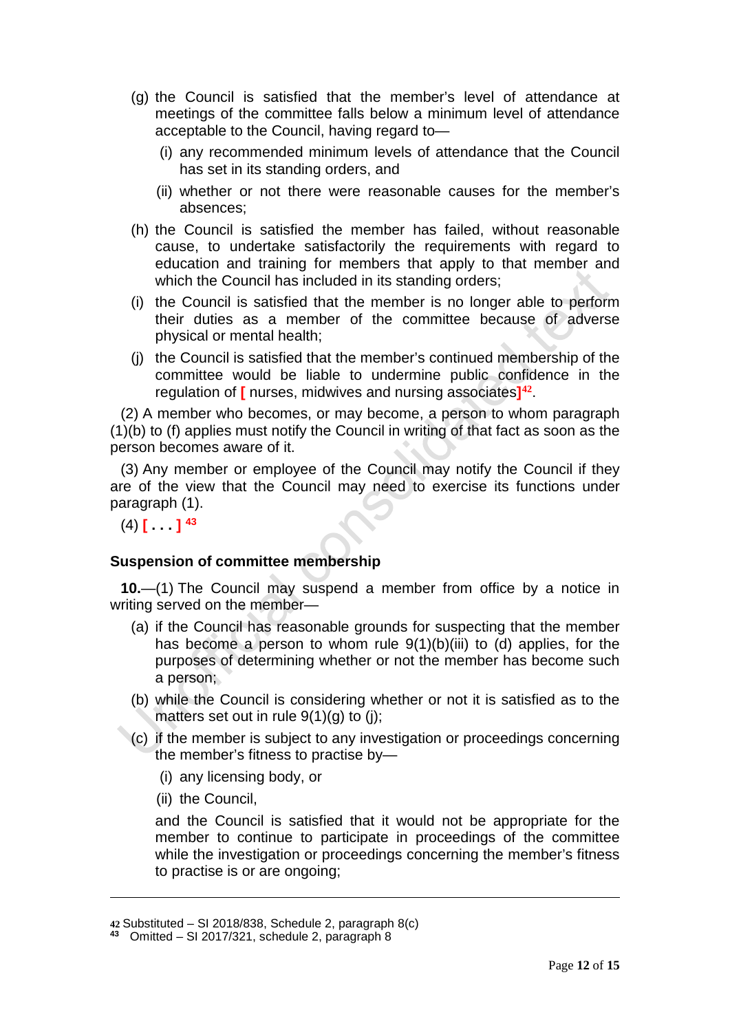(g) the Council is satisfied that the member's level of attendance at meetings of the committee falls below a minimum level of attendance acceptable to the Council, having regard to—

  (i) any recommended minimum levels of attendance that the Council has set in its standing orders, and

  (ii) whether or not there were reasonable causes for the member's absences;

(h) the Council is satisfied the member has failed, without reasonable cause, to undertake satisfactorily the requirements with regard to education and training for members that apply to that member and which the Council has included in its standing orders;

(i) the Council is satisfied that the member is no longer able to perform their duties as a member of the committee because of adverse physical or mental health;

(j) the Council is satisfied that the member's continued membership of the committee would be liable to undermine public confidence in the regulation of [ nurses, midwives and nursing associates][42].

(2) A member who becomes, or may become, a person to whom paragraph (1)(b) to (f) applies must notify the Council in writing of that fact as soon as the person becomes aware of it.

(3) Any member or employee of the Council may notify the Council if they are of the view that the Council may need to exercise its functions under paragraph (1).

(4) [ . . . ] [43]

**Suspension of committee membership**

**10.**—(1) The Council may suspend a member from office by a notice in writing served on the member—

(a) if the Council has reasonable grounds for suspecting that the member has become a person to whom rule 9(1)(b)(iii) to (d) applies, for the purposes of determining whether or not the member has become such a person;

(b) while the Council is considering whether or not it is satisfied as to the matters set out in rule 9(1)(g) to (j);

(c) if the member is subject to any investigation or proceedings concerning the member's fitness to practise by—

  (i) any licensing body, or

  (ii) the Council,

  and the Council is satisfied that it would not be appropriate for the member to continue to participate in proceedings of the committee while the investigation or proceedings concerning the member's fitness to practise is or are ongoing;

---

42 Substituted – SI 2018/838, Schedule 2, paragraph 8(c)

43 Omitted – SI 2017/321, schedule 2, paragraph 8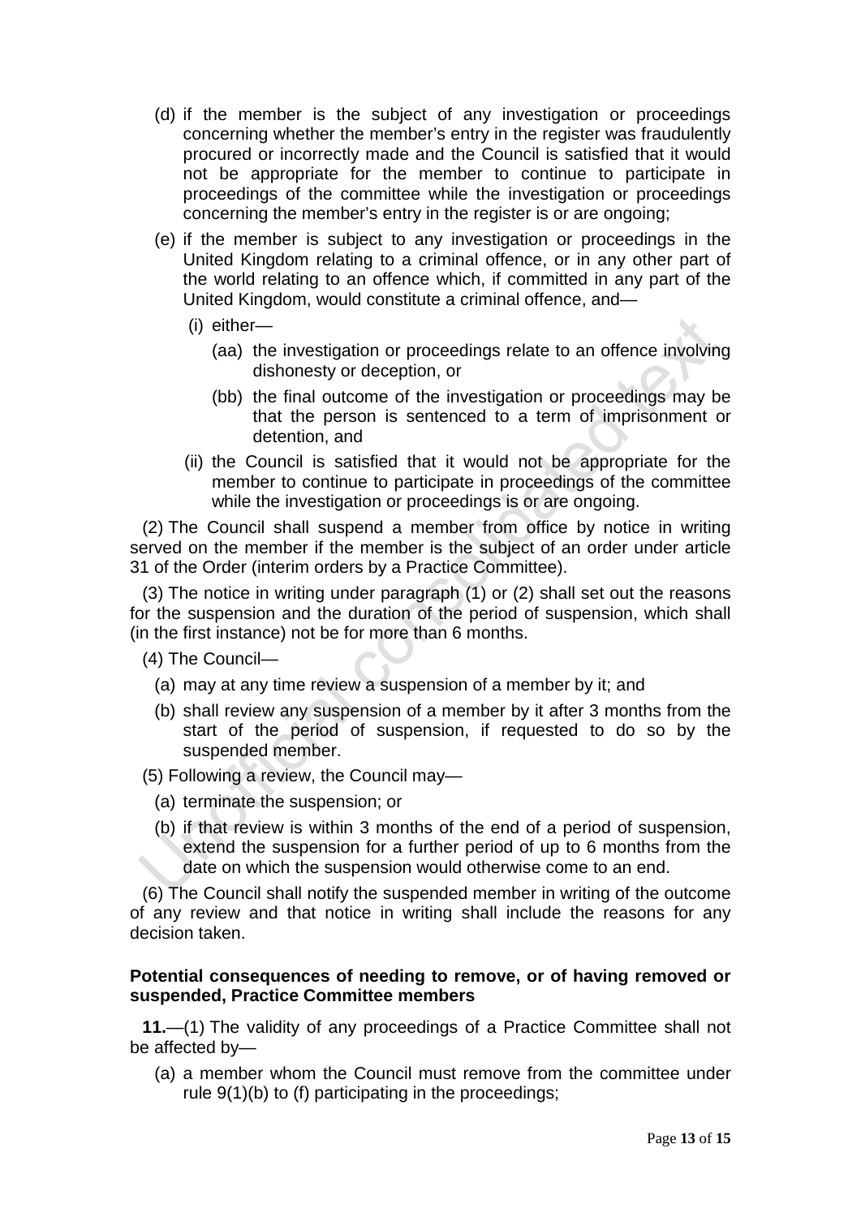(d) if the member is the subject of any investigation or proceedings concerning whether the member's entry in the register was fraudulently procured or incorrectly made and the Council is satisfied that it would not be appropriate for the member to continue to participate in proceedings of the committee while the investigation or proceedings concerning the member's entry in the register is or are ongoing;

(e) if the member is subject to any investigation or proceedings in the United Kingdom relating to a criminal offence, or in any other part of the world relating to an offence which, if committed in any part of the United Kingdom, would constitute a criminal offence, and—

(i) either—

(aa) the investigation or proceedings relate to an offence involving dishonesty or deception, or

(bb) the final outcome of the investigation or proceedings may be that the person is sentenced to a term of imprisonment or detention, and

(ii) the Council is satisfied that it would not be appropriate for the member to continue to participate in proceedings of the committee while the investigation or proceedings is or are ongoing.

(2) The Council shall suspend a member from office by notice in writing served on the member if the member is the subject of an order under article 31 of the Order (interim orders by a Practice Committee).

(3) The notice in writing under paragraph (1) or (2) shall set out the reasons for the suspension and the duration of the period of suspension, which shall (in the first instance) not be for more than 6 months.

(4) The Council—

(a) may at any time review a suspension of a member by it; and

(b) shall review any suspension of a member by it after 3 months from the start of the period of suspension, if requested to do so by the suspended member.

(5) Following a review, the Council may—

(a) terminate the suspension; or

(b) if that review is within 3 months of the end of a period of suspension, extend the suspension for a further period of up to 6 months from the date on which the suspension would otherwise come to an end.

(6) The Council shall notify the suspended member in writing of the outcome of any review and that notice in writing shall include the reasons for any decision taken.

**Potential consequences of needing to remove, or of having removed or suspended, Practice Committee members**

**11.**—(1) The validity of any proceedings of a Practice Committee shall not be affected by—

(a) a member whom the Council must remove from the committee under rule 9(1)(b) to (f) participating in the proceedings;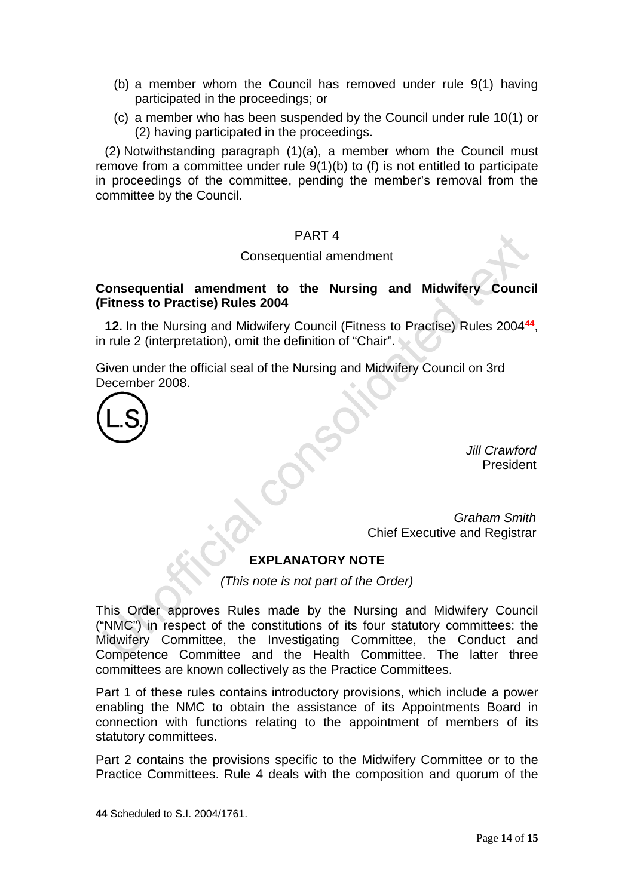(b) a member whom the Council has removed under rule 9(1) having participated in the proceedings; or

(c) a member who has been suspended by the Council under rule 10(1) or (2) having participated in the proceedings.

(2) Notwithstanding paragraph (1)(a), a member whom the Council must remove from a committee under rule 9(1)(b) to (f) is not entitled to participate in proceedings of the committee, pending the member's removal from the committee by the Council.

PART 4

Consequential amendment

**Consequential amendment to the Nursing and Midwifery Council (Fitness to Practise) Rules 2004**

**12.** In the Nursing and Midwifery Council (Fitness to Practise) Rules 2004[44], in rule 2 (interpretation), omit the definition of "Chair".

Given under the official seal of the Nursing and Midwifery Council on 3rd December 2008.

(L.S.)

*Jill Crawford*
President

*Graham Smith*
Chief Executive and Registrar

**EXPLANATORY NOTE**

*(This note is not part of the Order)*

This Order approves Rules made by the Nursing and Midwifery Council ("NMC") in respect of the constitutions of its four statutory committees: the Midwifery Committee, the Investigating Committee, the Conduct and Competence Committee and the Health Committee. The latter three committees are known collectively as the Practice Committees.

Part 1 of these rules contains introductory provisions, which include a power enabling the NMC to obtain the assistance of its Appointments Board in connection with functions relating to the appointment of members of its statutory committees.

Part 2 contains the provisions specific to the Midwifery Committee or to the Practice Committees. Rule 4 deals with the composition and quorum of the

---

**44** Scheduled to S.I. 2004/1761.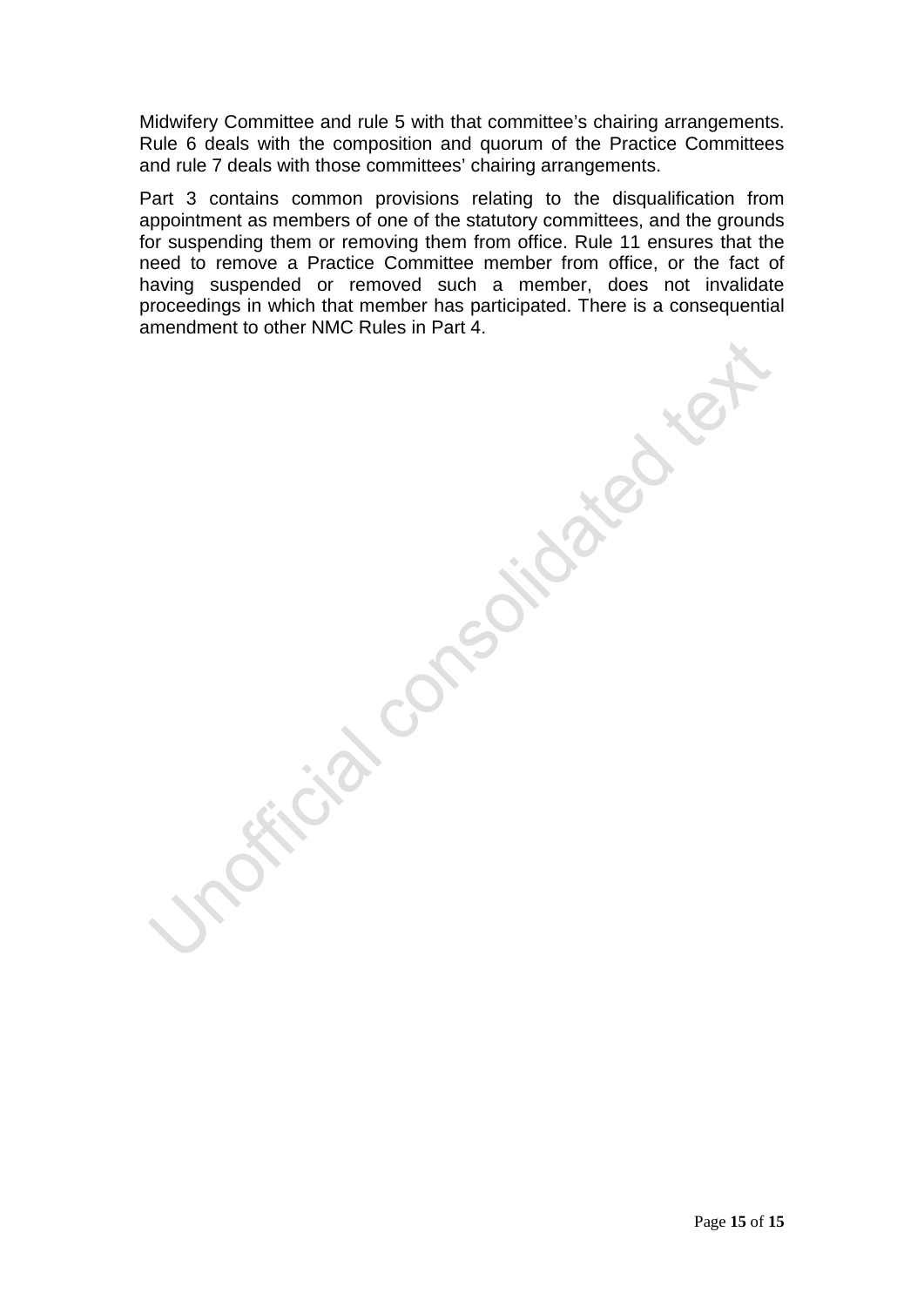Midwifery Committee and rule 5 with that committee's chairing arrangements. Rule 6 deals with the composition and quorum of the Practice Committees and rule 7 deals with those committees' chairing arrangements.

Part 3 contains common provisions relating to the disqualification from appointment as members of one of the statutory committees, and the grounds for suspending them or removing them from office. Rule 11 ensures that the need to remove a Practice Committee member from office, or the fact of having suspended or removed such a member, does not invalidate proceedings in which that member has participated. There is a consequential amendment to other NMC Rules in Part 4.